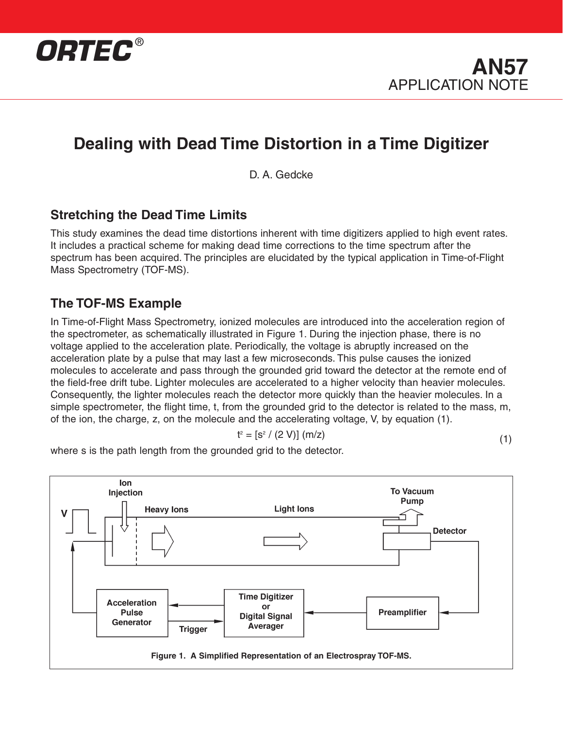ORTEC®

# AN57
APPLICATION NOTE

# Dealing with Dead Time Distortion in a Time Digitizer

D. A. Gedcke

## Stretching the Dead Time Limits

This study examines the dead time distortions inherent with time digitizers applied to high event rates. It includes a practical scheme for making dead time corrections to the time spectrum after the spectrum has been acquired. The principles are elucidated by the typical application in Time-of-Flight Mass Spectrometry (TOF-MS).

## The TOF-MS Example

In Time-of-Flight Mass Spectrometry, ionized molecules are introduced into the acceleration region of the spectrometer, as schematically illustrated in Figure 1. During the injection phase, there is no voltage applied to the acceleration plate. Periodically, the voltage is abruptly increased on the acceleration plate by a pulse that may last a few microseconds. This pulse causes the ionized molecules to accelerate and pass through the grounded grid toward the detector at the remote end of the field-free drift tube. Lighter molecules are accelerated to a higher velocity than heavier molecules. Consequently, the lighter molecules reach the detector more quickly than the heavier molecules. In a simple spectrometer, the flight time, t, from the grounded grid to the detector is related to the mass, m, of the ion, the charge, z, on the molecule and the accelerating voltage, V, by equation (1).

$$t^2 = [s^2 / (2\ V)]\ (m/z) \tag{1}$$

where s is the path length from the grounded grid to the detector.

Figure 1. A Simplified Representation of an Electrospray TOF-MS.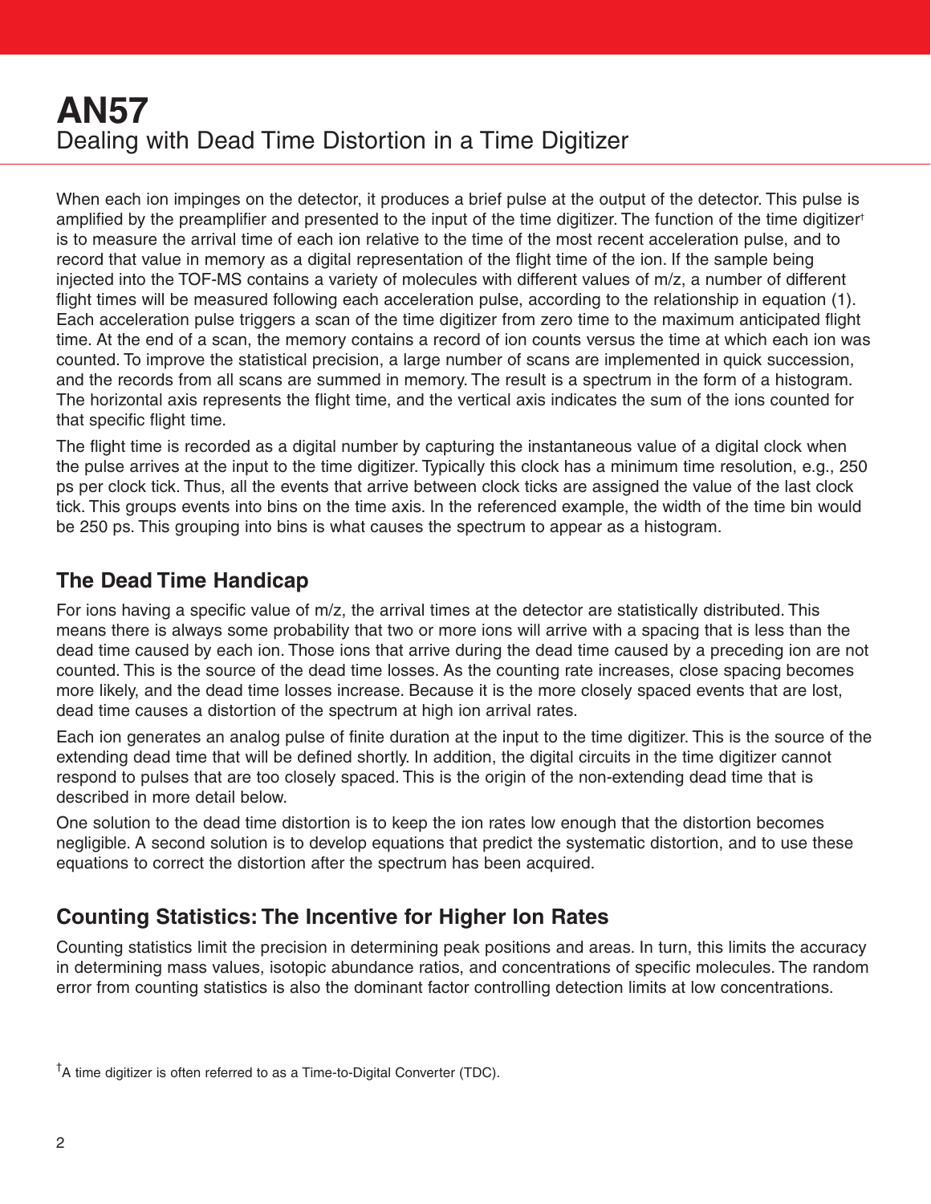# AN57

## Dealing with Dead Time Distortion in a Time Digitizer

When each ion impinges on the detector, it produces a brief pulse at the output of the detector. This pulse is amplified by the preamplifier and presented to the input of the time digitizer. The function of the time digitizer[†] is to measure the arrival time of each ion relative to the time of the most recent acceleration pulse, and to record that value in memory as a digital representation of the flight time of the ion. If the sample being injected into the TOF-MS contains a variety of molecules with different values of m/z, a number of different flight times will be measured following each acceleration pulse, according to the relationship in equation (1). Each acceleration pulse triggers a scan of the time digitizer from zero time to the maximum anticipated flight time. At the end of a scan, the memory contains a record of ion counts versus the time at which each ion was counted. To improve the statistical precision, a large number of scans are implemented in quick succession, and the records from all scans are summed in memory. The result is a spectrum in the form of a histogram. The horizontal axis represents the flight time, and the vertical axis indicates the sum of the ions counted for that specific flight time.

The flight time is recorded as a digital number by capturing the instantaneous value of a digital clock when the pulse arrives at the input to the time digitizer. Typically this clock has a minimum time resolution, e.g., 250 ps per clock tick. Thus, all the events that arrive between clock ticks are assigned the value of the last clock tick. This groups events into bins on the time axis. In the referenced example, the width of the time bin would be 250 ps. This grouping into bins is what causes the spectrum to appear as a histogram.

### The Dead Time Handicap

For ions having a specific value of m/z, the arrival times at the detector are statistically distributed. This means there is always some probability that two or more ions will arrive with a spacing that is less than the dead time caused by each ion. Those ions that arrive during the dead time caused by a preceding ion are not counted. This is the source of the dead time losses. As the counting rate increases, close spacing becomes more likely, and the dead time losses increase. Because it is the more closely spaced events that are lost, dead time causes a distortion of the spectrum at high ion arrival rates.

Each ion generates an analog pulse of finite duration at the input to the time digitizer. This is the source of the extending dead time that will be defined shortly. In addition, the digital circuits in the time digitizer cannot respond to pulses that are too closely spaced. This is the origin of the non-extending dead time that is described in more detail below.

One solution to the dead time distortion is to keep the ion rates low enough that the distortion becomes negligible. A second solution is to develop equations that predict the systematic distortion, and to use these equations to correct the distortion after the spectrum has been acquired.

### Counting Statistics: The Incentive for Higher Ion Rates

Counting statistics limit the precision in determining peak positions and areas. In turn, this limits the accuracy in determining mass values, isotopic abundance ratios, and concentrations of specific molecules. The random error from counting statistics is also the dominant factor controlling detection limits at low concentrations.

[†] A time digitizer is often referred to as a Time-to-Digital Converter (TDC).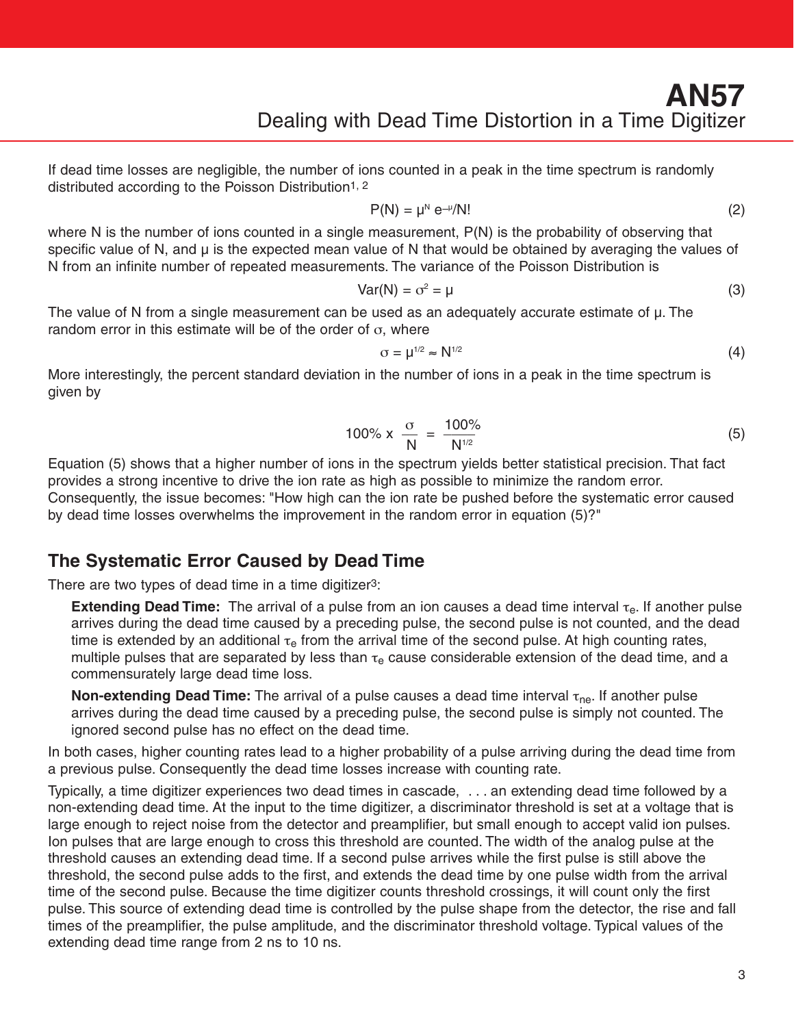If dead time losses are negligible, the number of ions counted in a peak in the time spectrum is randomly distributed according to the Poisson Distribution[1, 2]

$$P(N) = \mu^N e^{-\mu}/N! \tag{2}$$

where N is the number of ions counted in a single measurement, P(N) is the probability of observing that specific value of N, and μ is the expected mean value of N that would be obtained by averaging the values of N from an infinite number of repeated measurements. The variance of the Poisson Distribution is

$$\mathrm{Var}(N) = \sigma^2 = \mu \tag{3}$$

The value of N from a single measurement can be used as an adequately accurate estimate of μ. The random error in this estimate will be of the order of σ, where

$$\sigma = \mu^{1/2} \approx N^{1/2} \tag{4}$$

More interestingly, the percent standard deviation in the number of ions in a peak in the time spectrum is given by

$$100\% \times \frac{\sigma}{N} = \frac{100\%}{N^{1/2}} \tag{5}$$

Equation (5) shows that a higher number of ions in the spectrum yields better statistical precision. That fact provides a strong incentive to drive the ion rate as high as possible to minimize the random error. Consequently, the issue becomes: "How high can the ion rate be pushed before the systematic error caused by dead time losses overwhelms the improvement in the random error in equation (5)?"

## The Systematic Error Caused by Dead Time

There are two types of dead time in a time digitizer[3]:

**Extending Dead Time:** The arrival of a pulse from an ion causes a dead time interval $\tau_e$. If another pulse arrives during the dead time caused by a preceding pulse, the second pulse is not counted, and the dead time is extended by an additional $\tau_e$ from the arrival time of the second pulse. At high counting rates, multiple pulses that are separated by less than $\tau_e$ cause considerable extension of the dead time, and a commensurately large dead time loss.

**Non-extending Dead Time:** The arrival of a pulse causes a dead time interval $\tau_{ne}$. If another pulse arrives during the dead time caused by a preceding pulse, the second pulse is simply not counted. The ignored second pulse has no effect on the dead time.

In both cases, higher counting rates lead to a higher probability of a pulse arriving during the dead time from a previous pulse. Consequently the dead time losses increase with counting rate.

Typically, a time digitizer experiences two dead times in cascade, . . . an extending dead time followed by a non-extending dead time. At the input to the time digitizer, a discriminator threshold is set at a voltage that is large enough to reject noise from the detector and preamplifier, but small enough to accept valid ion pulses. Ion pulses that are large enough to cross this threshold are counted. The width of the analog pulse at the threshold causes an extending dead time. If a second pulse arrives while the first pulse is still above the threshold, the second pulse adds to the first, and extends the dead time by one pulse width from the arrival time of the second pulse. Because the time digitizer counts threshold crossings, it will count only the first pulse. This source of extending dead time is controlled by the pulse shape from the detector, the rise and fall times of the preamplifier, the pulse amplitude, and the discriminator threshold voltage. Typical values of the extending dead time range from 2 ns to 10 ns.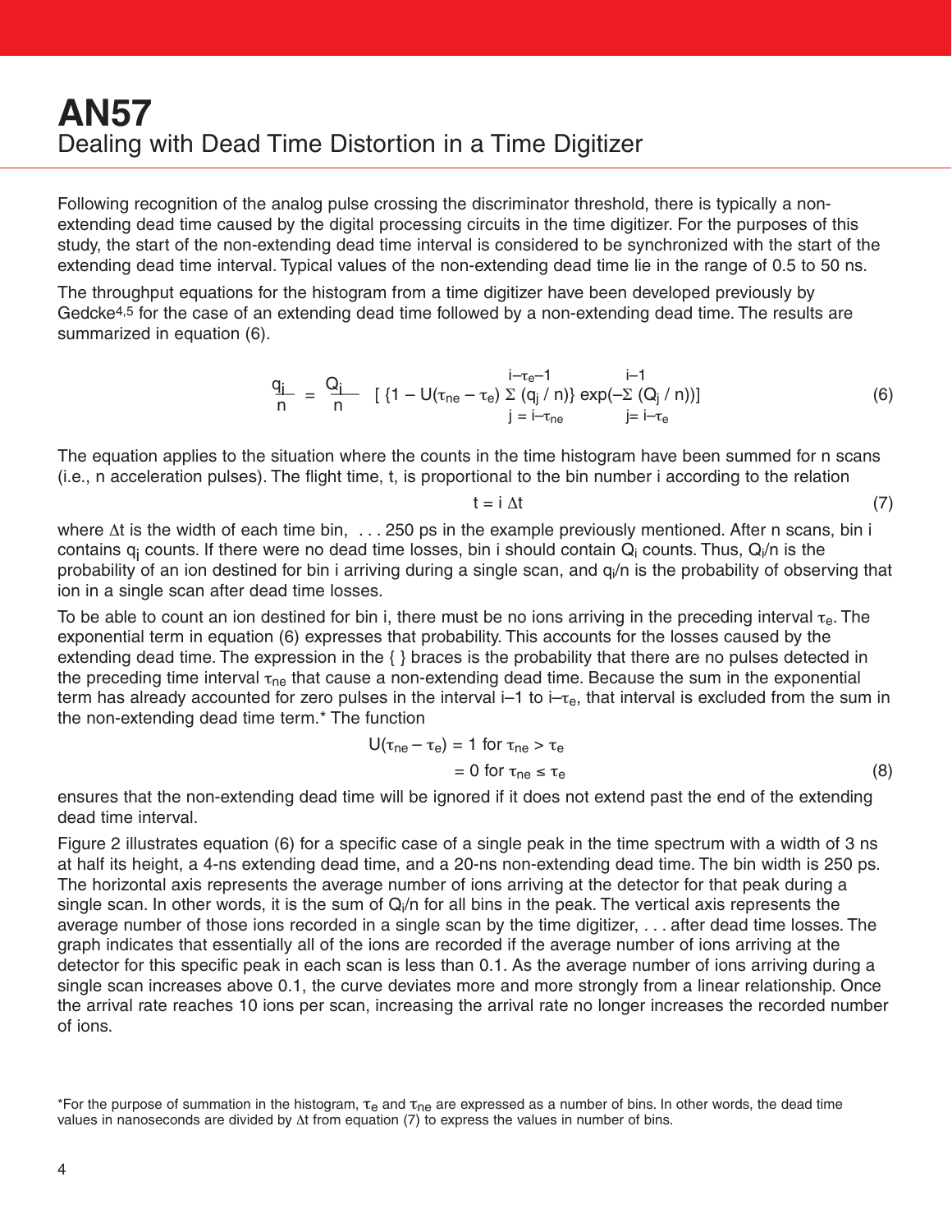# AN57

## Dealing with Dead Time Distortion in a Time Digitizer

Following recognition of the analog pulse crossing the discriminator threshold, there is typically a non-extending dead time caused by the digital processing circuits in the time digitizer. For the purposes of this study, the start of the non-extending dead time interval is considered to be synchronized with the start of the extending dead time interval. Typical values of the non-extending dead time lie in the range of 0.5 to 50 ns.

The throughput equations for the histogram from a time digitizer have been developed previously by Gedcke[4,5] for the case of an extending dead time followed by a non-extending dead time. The results are summarized in equation (6).

$$\frac{q_i}{n} = \frac{Q_i}{n} \left[ \left\{1 - U(\tau_{ne} - \tau_e) \sum_{j = i-\tau_{ne}}^{i-\tau_e-1} (q_j / n)\right\} \exp\left(-\sum_{j= i-\tau_e}^{i-1} (Q_j / n)\right)\right] \tag{6}$$

The equation applies to the situation where the counts in the time histogram have been summed for n scans (i.e., n acceleration pulses). The flight time, t, is proportional to the bin number i according to the relation

$$t = i\, \Delta t \tag{7}$$

where $\Delta t$ is the width of each time bin, . . . 250 ps in the example previously mentioned. After n scans, bin i contains $q_i$ counts. If there were no dead time losses, bin i should contain $Q_i$ counts. Thus, $Q_i/n$ is the probability of an ion destined for bin i arriving during a single scan, and $q_i/n$ is the probability of observing that ion in a single scan after dead time losses.

To be able to count an ion destined for bin i, there must be no ions arriving in the preceding interval $\tau_e$. The exponential term in equation (6) expresses that probability. This accounts for the losses caused by the extending dead time. The expression in the { } braces is the probability that there are no pulses detected in the preceding time interval $\tau_{ne}$ that cause a non-extending dead time. Because the sum in the exponential term has already accounted for zero pulses in the interval i–1 to $i-\tau_e$, that interval is excluded from the sum in the non-extending dead time term.* The function

$$\begin{aligned} U(\tau_{ne} - \tau_e) &= 1 \text{ for } \tau_{ne} > \tau_e \\ &= 0 \text{ for } \tau_{ne} \le \tau_e \end{aligned} \tag{8}$$

ensures that the non-extending dead time will be ignored if it does not extend past the end of the extending dead time interval.

Figure 2 illustrates equation (6) for a specific case of a single peak in the time spectrum with a width of 3 ns at half its height, a 4-ns extending dead time, and a 20-ns non-extending dead time. The bin width is 250 ps. The horizontal axis represents the average number of ions arriving at the detector for that peak during a single scan. In other words, it is the sum of $Q_i/n$ for all bins in the peak. The vertical axis represents the average number of those ions recorded in a single scan by the time digitizer, . . . after dead time losses. The graph indicates that essentially all of the ions are recorded if the average number of ions arriving at the detector for this specific peak in each scan is less than 0.1. As the average number of ions arriving during a single scan increases above 0.1, the curve deviates more and more strongly from a linear relationship. Once the arrival rate reaches 10 ions per scan, increasing the arrival rate no longer increases the recorded number of ions.

*For the purpose of summation in the histogram, $\tau_e$ and $\tau_{ne}$ are expressed as a number of bins. In other words, the dead time values in nanoseconds are divided by $\Delta t$ from equation (7) to express the values in number of bins.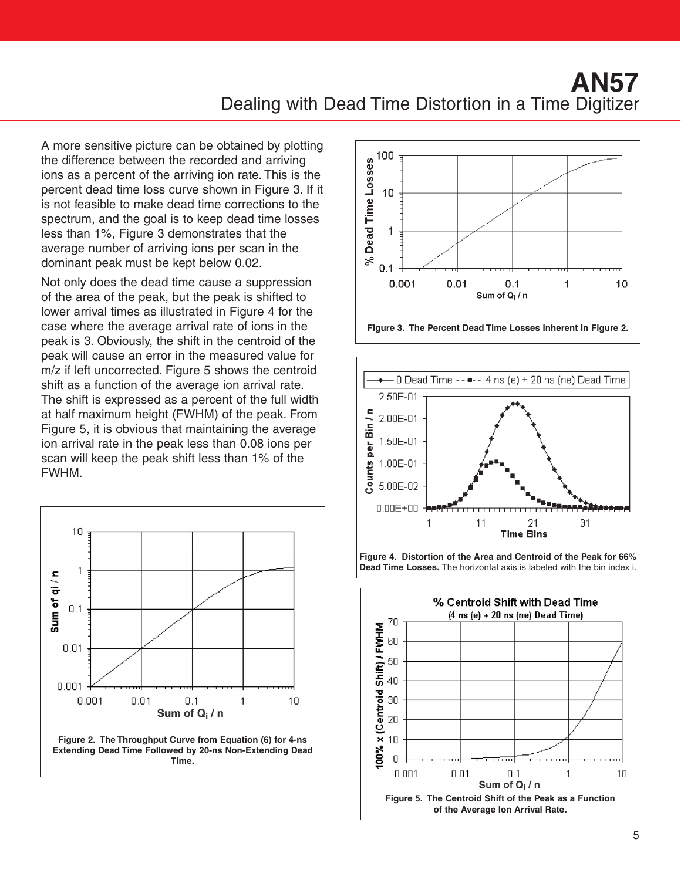A more sensitive picture can be obtained by plotting the difference between the recorded and arriving ions as a percent of the arriving ion rate. This is the percent dead time loss curve shown in Figure 3. If it is not feasible to make dead time corrections to the spectrum, and the goal is to keep dead time losses less than 1%, Figure 3 demonstrates that the average number of arriving ions per scan in the dominant peak must be kept below 0.02.

Not only does the dead time cause a suppression of the area of the peak, but the peak is shifted to lower arrival times as illustrated in Figure 4 for the case where the average arrival rate of ions in the peak is 3. Obviously, the shift in the centroid of the peak will cause an error in the measured value for m/z if left uncorrected. Figure 5 shows the centroid shift as a function of the average ion arrival rate. The shift is expressed as a percent of the full width at half maximum height (FWHM) of the peak. From Figure 5, it is obvious that maintaining the average ion arrival rate in the peak less than 0.08 ions per scan will keep the peak shift less than 1% of the FWHM.

**Figure 2. The Throughput Curve from Equation (6) for 4-ns Extending Dead Time Followed by 20-ns Non-Extending Dead Time.**

**Figure 3. The Percent Dead Time Losses Inherent in Figure 2.**

**Figure 4. Distortion of the Area and Centroid of the Peak for 66% Dead Time Losses.** The horizontal axis is labeled with the bin index i.

**Figure 5. The Centroid Shift of the Peak as a Function of the Average Ion Arrival Rate.**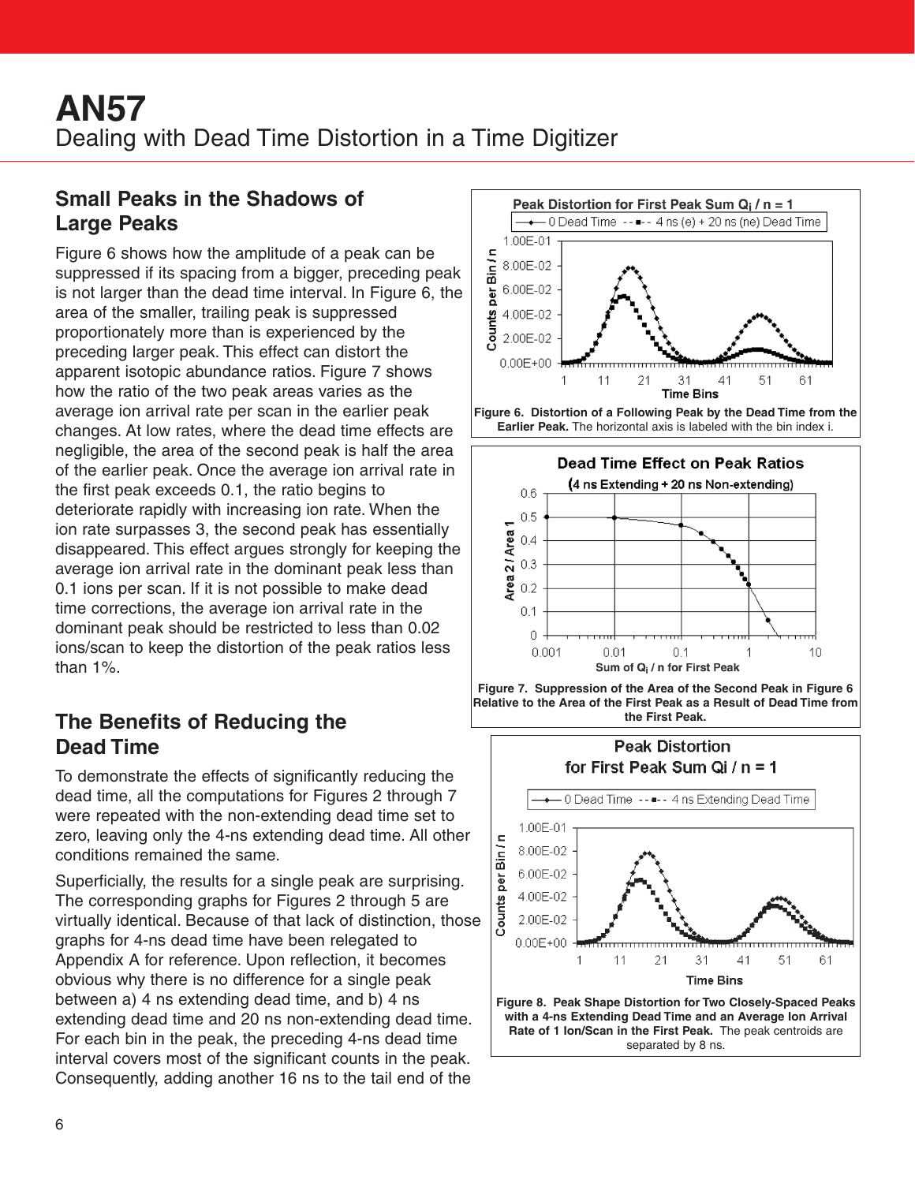## Small Peaks in the Shadows of Large Peaks

Figure 6 shows how the amplitude of a peak can be suppressed if its spacing from a bigger, preceding peak is not larger than the dead time interval. In Figure 6, the area of the smaller, trailing peak is suppressed proportionately more than is experienced by the preceding larger peak. This effect can distort the apparent isotopic abundance ratios. Figure 7 shows how the ratio of the two peak areas varies as the average ion arrival rate per scan in the earlier peak changes. At low rates, where the dead time effects are negligible, the area of the second peak is half the area of the earlier peak. Once the average ion arrival rate in the first peak exceeds 0.1, the ratio begins to deteriorate rapidly with increasing ion rate. When the ion rate surpasses 3, the second peak has essentially disappeared. This effect argues strongly for keeping the average ion arrival rate in the dominant peak less than 0.1 ions per scan. If it is not possible to make dead time corrections, the average ion arrival rate in the dominant peak should be restricted to less than 0.02 ions/scan to keep the distortion of the peak ratios less than 1%.

**Figure 6. Distortion of a Following Peak by the Dead Time from the Earlier Peak.** The horizontal axis is labeled with the bin index i.

**Figure 7. Suppression of the Area of the Second Peak in Figure 6 Relative to the Area of the First Peak as a Result of Dead Time from the First Peak.**

## The Benefits of Reducing the Dead Time

To demonstrate the effects of significantly reducing the dead time, all the computations for Figures 2 through 7 were repeated with the non-extending dead time set to zero, leaving only the 4-ns extending dead time. All other conditions remained the same.

Superficially, the results for a single peak are surprising. The corresponding graphs for Figures 2 through 5 are virtually identical. Because of that lack of distinction, those graphs for 4-ns dead time have been relegated to Appendix A for reference. Upon reflection, it becomes obvious why there is no difference for a single peak between a) 4 ns extending dead time, and b) 4 ns extending dead time and 20 ns non-extending dead time. For each bin in the peak, the preceding 4-ns dead time interval covers most of the significant counts in the peak. Consequently, adding another 16 ns to the tail end of the

**Figure 8. Peak Shape Distortion for Two Closely-Spaced Peaks with a 4-ns Extending Dead Time and an Average Ion Arrival Rate of 1 Ion/Scan in the First Peak.** The peak centroids are separated by 8 ns.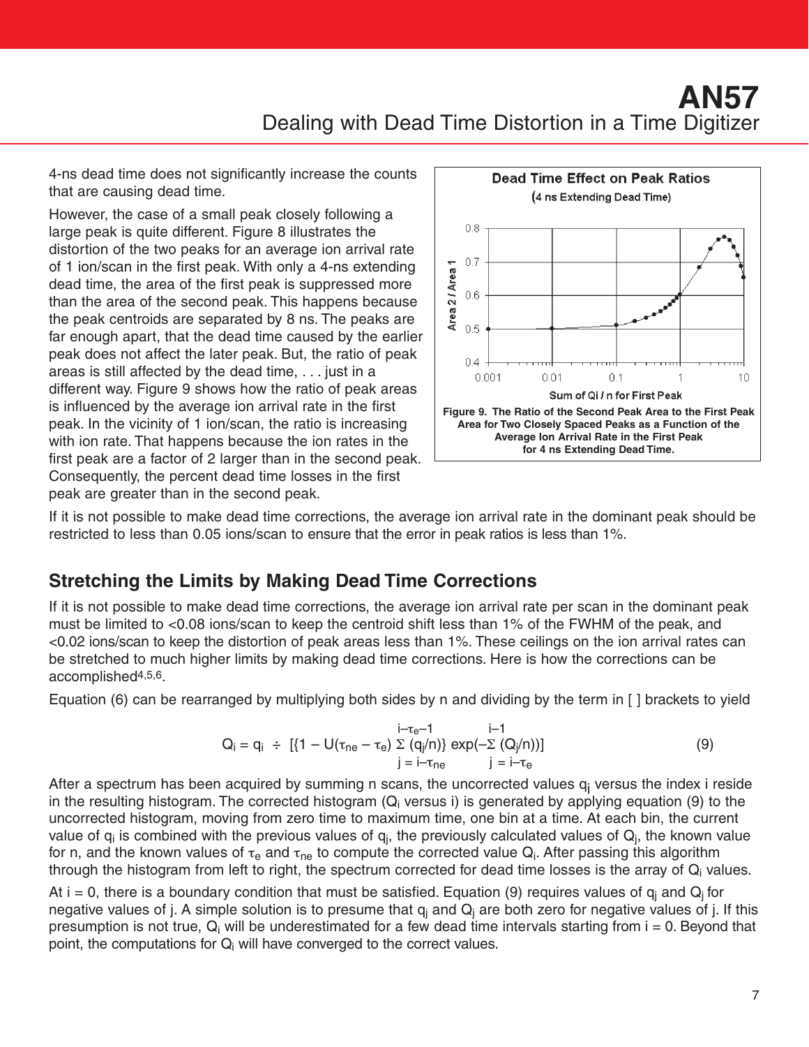4-ns dead time does not significantly increase the counts that are causing dead time.

However, the case of a small peak closely following a large peak is quite different. Figure 8 illustrates the distortion of the two peaks for an average ion arrival rate of 1 ion/scan in the first peak. With only a 4-ns extending dead time, the area of the first peak is suppressed more than the area of the second peak. This happens because the peak centroids are separated by 8 ns. The peaks are far enough apart, that the dead time caused by the earlier peak does not affect the later peak. But, the ratio of peak areas is still affected by the dead time, . . . just in a different way. Figure 9 shows how the ratio of peak areas is influenced by the average ion arrival rate in the first peak. In the vicinity of 1 ion/scan, the ratio is increasing with ion rate. That happens because the ion rates in the first peak are a factor of 2 larger than in the second peak. Consequently, the percent dead time losses in the first peak are greater than in the second peak.

**Figure 9. The Ratio of the Second Peak Area to the First Peak Area for Two Closely Spaced Peaks as a Function of the Average Ion Arrival Rate in the First Peak for 4 ns Extending Dead Time.**

If it is not possible to make dead time corrections, the average ion arrival rate in the dominant peak should be restricted to less than 0.05 ions/scan to ensure that the error in peak ratios is less than 1%.

## Stretching the Limits by Making Dead Time Corrections

If it is not possible to make dead time corrections, the average ion arrival rate per scan in the dominant peak must be limited to <0.08 ions/scan to keep the centroid shift less than 1% of the FWHM of the peak, and <0.02 ions/scan to keep the distortion of peak areas less than 1%. These ceilings on the ion arrival rates can be stretched to much higher limits by making dead time corrections. Here is how the corrections can be accomplished[4,5,6].

Equation (6) can be rearranged by multiplying both sides by n and dividing by the term in [ ] brackets to yield

$$Q_i = q_i \div \left[\left\{1 - U(\tau_{ne} - \tau_e) \sum_{j=i-\tau_{ne}}^{i-\tau_e-1} (q_j/n)\right\} \exp\left(-\sum_{j=i-\tau_e}^{i-1} (Q_j/n)\right)\right] \qquad (9)$$

After a spectrum has been acquired by summing n scans, the uncorrected values $q_i$ versus the index i reside in the resulting histogram. The corrected histogram ($Q_i$ versus i) is generated by applying equation (9) to the uncorrected histogram, moving from zero time to maximum time, one bin at a time. At each bin, the current value of $q_i$ is combined with the previous values of $q_j$, the previously calculated values of $Q_j$, the known value for n, and the known values of $\tau_e$ and $\tau_{ne}$ to compute the corrected value $Q_i$. After passing this algorithm through the histogram from left to right, the spectrum corrected for dead time losses is the array of $Q_i$ values.

At i = 0, there is a boundary condition that must be satisfied. Equation (9) requires values of $q_j$ and $Q_j$ for negative values of j. A simple solution is to presume that $q_j$ and $Q_j$ are both zero for negative values of j. If this presumption is not true, $Q_i$ will be underestimated for a few dead time intervals starting from i = 0. Beyond that point, the computations for $Q_i$ will have converged to the correct values.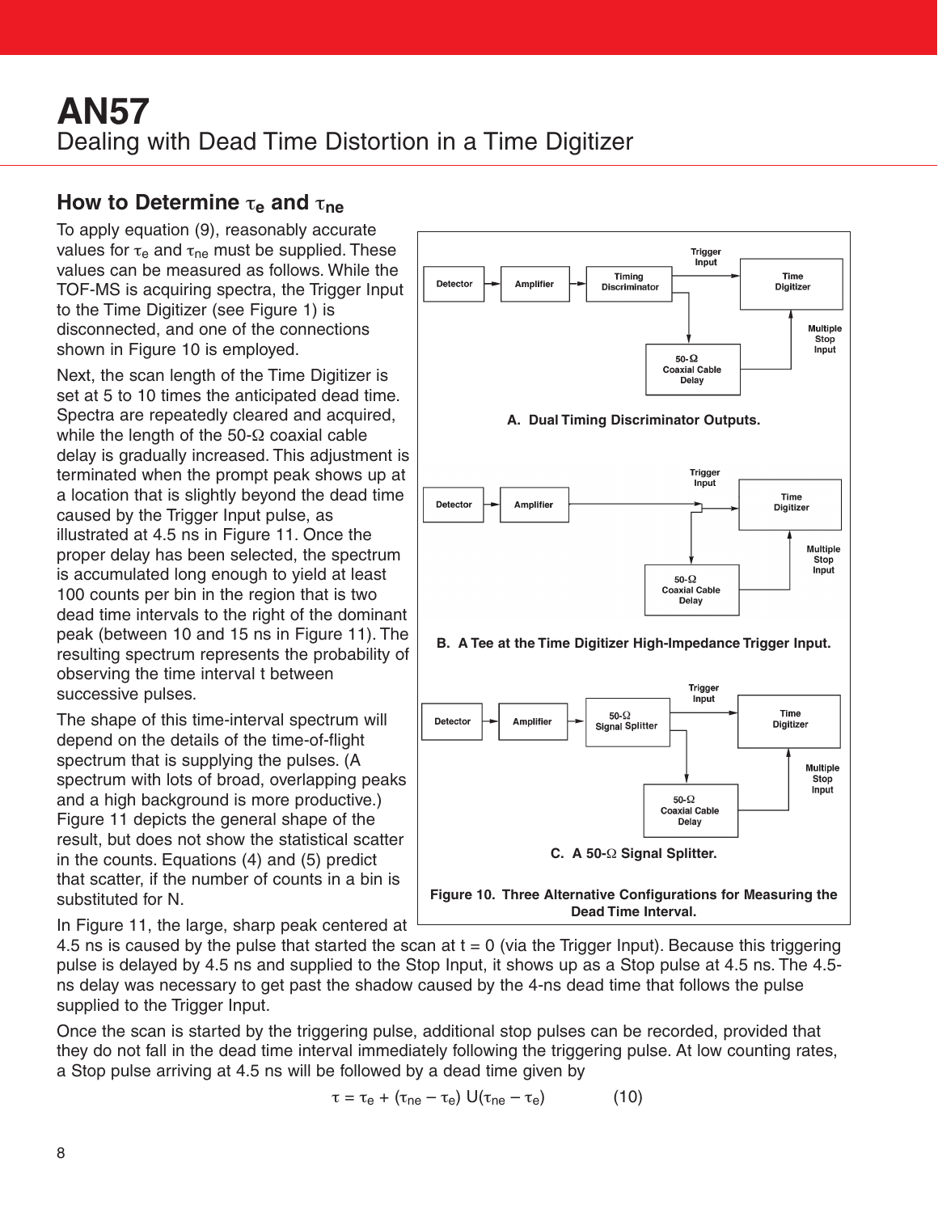# AN57

Dealing with Dead Time Distortion in a Time Digitizer

## How to Determine $\tau_e$ and $\tau_{ne}$

To apply equation (9), reasonably accurate values for $\tau_e$ and $\tau_{ne}$ must be supplied. These values can be measured as follows. While the TOF-MS is acquiring spectra, the Trigger Input to the Time Digitizer (see Figure 1) is disconnected, and one of the connections shown in Figure 10 is employed.

Next, the scan length of the Time Digitizer is set at 5 to 10 times the anticipated dead time. Spectra are repeatedly cleared and acquired, while the length of the 50-Ω coaxial cable delay is gradually increased. This adjustment is terminated when the prompt peak shows up at a location that is slightly beyond the dead time caused by the Trigger Input pulse, as illustrated at 4.5 ns in Figure 11. Once the proper delay has been selected, the spectrum is accumulated long enough to yield at least 100 counts per bin in the region that is two dead time intervals to the right of the dominant peak (between 10 and 15 ns in Figure 11). The resulting spectrum represents the probability of observing the time interval t between successive pulses.

The shape of this time-interval spectrum will depend on the details of the time-of-flight spectrum that is supplying the pulses. (A spectrum with lots of broad, overlapping peaks and a high background is more productive.) Figure 11 depicts the general shape of the result, but does not show the statistical scatter in the counts. Equations (4) and (5) predict that scatter, if the number of counts in a bin is substituted for N.

A. Dual Timing Discriminator Outputs.

B. A Tee at the Time Digitizer High-Impedance Trigger Input.

C. A 50-Ω Signal Splitter.

Figure 10. Three Alternative Configurations for Measuring the Dead Time Interval.

In Figure 11, the large, sharp peak centered at 4.5 ns is caused by the pulse that started the scan at t = 0 (via the Trigger Input). Because this triggering pulse is delayed by 4.5 ns and supplied to the Stop Input, it shows up as a Stop pulse at 4.5 ns. The 4.5-ns delay was necessary to get past the shadow caused by the 4-ns dead time that follows the pulse supplied to the Trigger Input.

Once the scan is started by the triggering pulse, additional stop pulses can be recorded, provided that they do not fall in the dead time interval immediately following the triggering pulse. At low counting rates, a Stop pulse arriving at 4.5 ns will be followed by a dead time given by

$$\tau = \tau_e + (\tau_{ne} - \tau_e)\, U(\tau_{ne} - \tau_e) \qquad (10)$$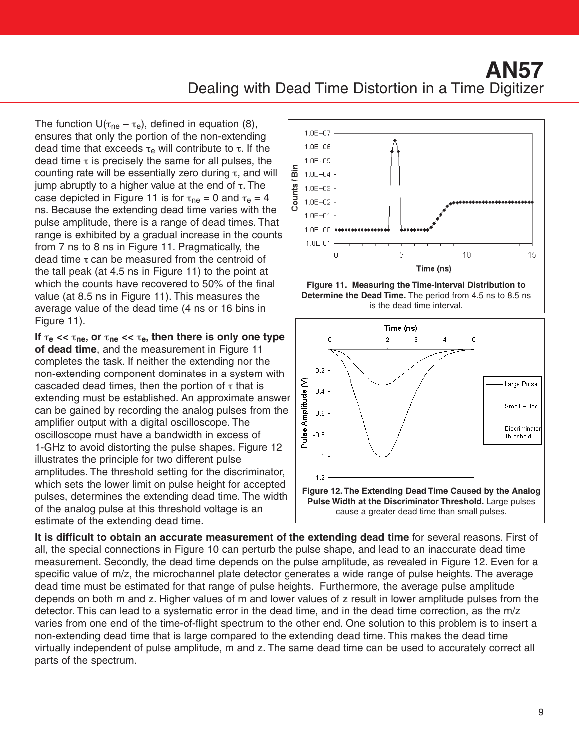The function $U(\tau_{ne} - \tau_e)$, defined in equation (8), ensures that only the portion of the non-extending dead time that exceeds $\tau_e$ will contribute to $\tau$. If the dead time $\tau$ is precisely the same for all pulses, the counting rate will be essentially zero during $\tau$, and will jump abruptly to a higher value at the end of $\tau$. The case depicted in Figure 11 is for $\tau_{ne} = 0$ and $\tau_e = 4$ ns. Because the extending dead time varies with the pulse amplitude, there is a range of dead times. That range is exhibited by a gradual increase in the counts from 7 ns to 8 ns in Figure 11. Pragmatically, the dead time $\tau$ can be measured from the centroid of the tall peak (at 4.5 ns in Figure 11) to the point at which the counts have recovered to 50% of the final value (at 8.5 ns in Figure 11). This measures the average value of the dead time (4 ns or 16 bins in Figure 11).

**Figure 11. Measuring the Time-Interval Distribution to Determine the Dead Time.** The period from 4.5 ns to 8.5 ns is the dead time interval.

**If $\tau_e << \tau_{ne}$, or $\tau_{ne} << \tau_e$, then there is only one type of dead time**, and the measurement in Figure 11 completes the task. If neither the extending nor the non-extending component dominates in a system with cascaded dead times, then the portion of $\tau$ that is extending must be established. An approximate answer can be gained by recording the analog pulses from the amplifier output with a digital oscilloscope. The oscilloscope must have a bandwidth in excess of 1-GHz to avoid distorting the pulse shapes. Figure 12 illustrates the principle for two different pulse amplitudes. The threshold setting for the discriminator, which sets the lower limit on pulse height for accepted pulses, determines the extending dead time. The width of the analog pulse at this threshold voltage is an estimate of the extending dead time.

**Figure 12. The Extending Dead Time Caused by the Analog Pulse Width at the Discriminator Threshold.** Large pulses cause a greater dead time than small pulses.

**It is difficult to obtain an accurate measurement of the extending dead time** for several reasons. First of all, the special connections in Figure 10 can perturb the pulse shape, and lead to an inaccurate dead time measurement. Secondly, the dead time depends on the pulse amplitude, as revealed in Figure 12. Even for a specific value of m/z, the microchannel plate detector generates a wide range of pulse heights. The average dead time must be estimated for that range of pulse heights. Furthermore, the average pulse amplitude depends on both m and z. Higher values of m and lower values of z result in lower amplitude pulses from the detector. This can lead to a systematic error in the dead time, and in the dead time correction, as the m/z varies from one end of the time-of-flight spectrum to the other end. One solution to this problem is to insert a non-extending dead time that is large compared to the extending dead time. This makes the dead time virtually independent of pulse amplitude, m and z. The same dead time can be used to accurately correct all parts of the spectrum.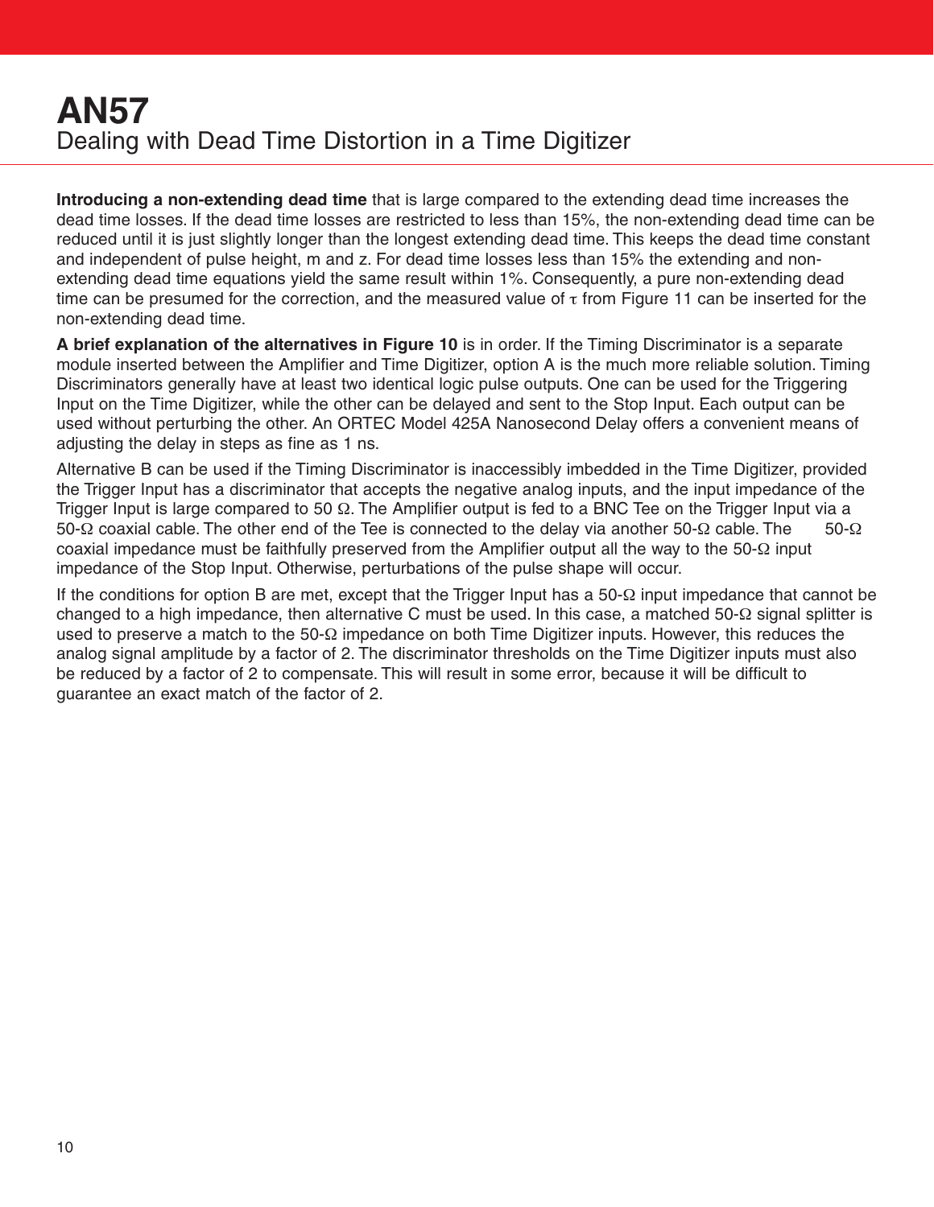**Introducing a non-extending dead time** that is large compared to the extending dead time increases the dead time losses. If the dead time losses are restricted to less than 15%, the non-extending dead time can be reduced until it is just slightly longer than the longest extending dead time. This keeps the dead time constant and independent of pulse height, m and z. For dead time losses less than 15% the extending and non-extending dead time equations yield the same result within 1%. Consequently, a pure non-extending dead time can be presumed for the correction, and the measured value of $\tau$ from Figure 11 can be inserted for the non-extending dead time.

**A brief explanation of the alternatives in Figure 10** is in order. If the Timing Discriminator is a separate module inserted between the Amplifier and Time Digitizer, option A is the much more reliable solution. Timing Discriminators generally have at least two identical logic pulse outputs. One can be used for the Triggering Input on the Time Digitizer, while the other can be delayed and sent to the Stop Input. Each output can be used without perturbing the other. An ORTEC Model 425A Nanosecond Delay offers a convenient means of adjusting the delay in steps as fine as 1 ns.

Alternative B can be used if the Timing Discriminator is inaccessibly imbedded in the Time Digitizer, provided the Trigger Input has a discriminator that accepts the negative analog inputs, and the input impedance of the Trigger Input is large compared to 50 Ω. The Amplifier output is fed to a BNC Tee on the Trigger Input via a 50-Ω coaxial cable. The other end of the Tee is connected to the delay via another 50-Ω cable. The 50-Ω coaxial impedance must be faithfully preserved from the Amplifier output all the way to the 50-Ω input impedance of the Stop Input. Otherwise, perturbations of the pulse shape will occur.

If the conditions for option B are met, except that the Trigger Input has a 50-Ω input impedance that cannot be changed to a high impedance, then alternative C must be used. In this case, a matched 50-Ω signal splitter is used to preserve a match to the 50-Ω impedance on both Time Digitizer inputs. However, this reduces the analog signal amplitude by a factor of 2. The discriminator thresholds on the Time Digitizer inputs must also be reduced by a factor of 2 to compensate. This will result in some error, because it will be difficult to guarantee an exact match of the factor of 2.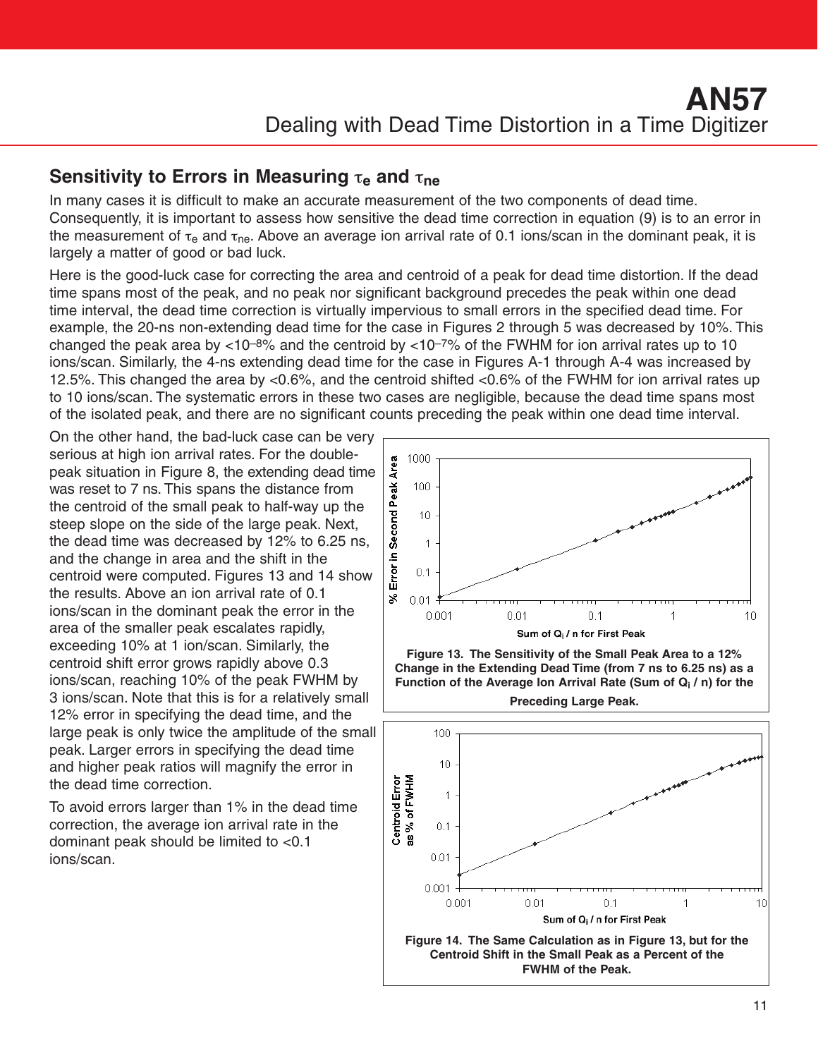## Sensitivity to Errors in Measuring $\tau_e$ and $\tau_{ne}$

In many cases it is difficult to make an accurate measurement of the two components of dead time. Consequently, it is important to assess how sensitive the dead time correction in equation (9) is to an error in the measurement of $\tau_e$ and $\tau_{ne}$. Above an average ion arrival rate of 0.1 ions/scan in the dominant peak, it is largely a matter of good or bad luck.

Here is the good-luck case for correcting the area and centroid of a peak for dead time distortion. If the dead time spans most of the peak, and no peak nor significant background precedes the peak within one dead time interval, the dead time correction is virtually impervious to small errors in the specified dead time. For example, the 20-ns non-extending dead time for the case in Figures 2 through 5 was decreased by 10%. This changed the peak area by <$10^{-8}$% and the centroid by <$10^{-7}$% of the FWHM for ion arrival rates up to 10 ions/scan. Similarly, the 4-ns extending dead time for the case in Figures A-1 through A-4 was increased by 12.5%. This changed the area by <0.6%, and the centroid shifted <0.6% of the FWHM for ion arrival rates up to 10 ions/scan. The systematic errors in these two cases are negligible, because the dead time spans most of the isolated peak, and there are no significant counts preceding the peak within one dead time interval.

On the other hand, the bad-luck case can be very serious at high ion arrival rates. For the double-peak situation in Figure 8, the extending dead time was reset to 7 ns. This spans the distance from the centroid of the small peak to half-way up the steep slope on the side of the large peak. Next, the dead time was decreased by 12% to 6.25 ns, and the change in area and the shift in the centroid were computed. Figures 13 and 14 show the results. Above an ion arrival rate of 0.1 ions/scan in the dominant peak the error in the area of the smaller peak escalates rapidly, exceeding 10% at 1 ion/scan. Similarly, the centroid shift error grows rapidly above 0.3 ions/scan, reaching 10% of the peak FWHM by 3 ions/scan. Note that this is for a relatively small 12% error in specifying the dead time, and the large peak is only twice the amplitude of the small peak. Larger errors in specifying the dead time and higher peak ratios will magnify the error in the dead time correction.

To avoid errors larger than 1% in the dead time correction, the average ion arrival rate in the dominant peak should be limited to <0.1 ions/scan.

**Figure 13. The Sensitivity of the Small Peak Area to a 12% Change in the Extending Dead Time (from 7 ns to 6.25 ns) as a Function of the Average Ion Arrival Rate (Sum of $Q_i$ / n) for the Preceding Large Peak.**

**Figure 14. The Same Calculation as in Figure 13, but for the Centroid Shift in the Small Peak as a Percent of the FWHM of the Peak.**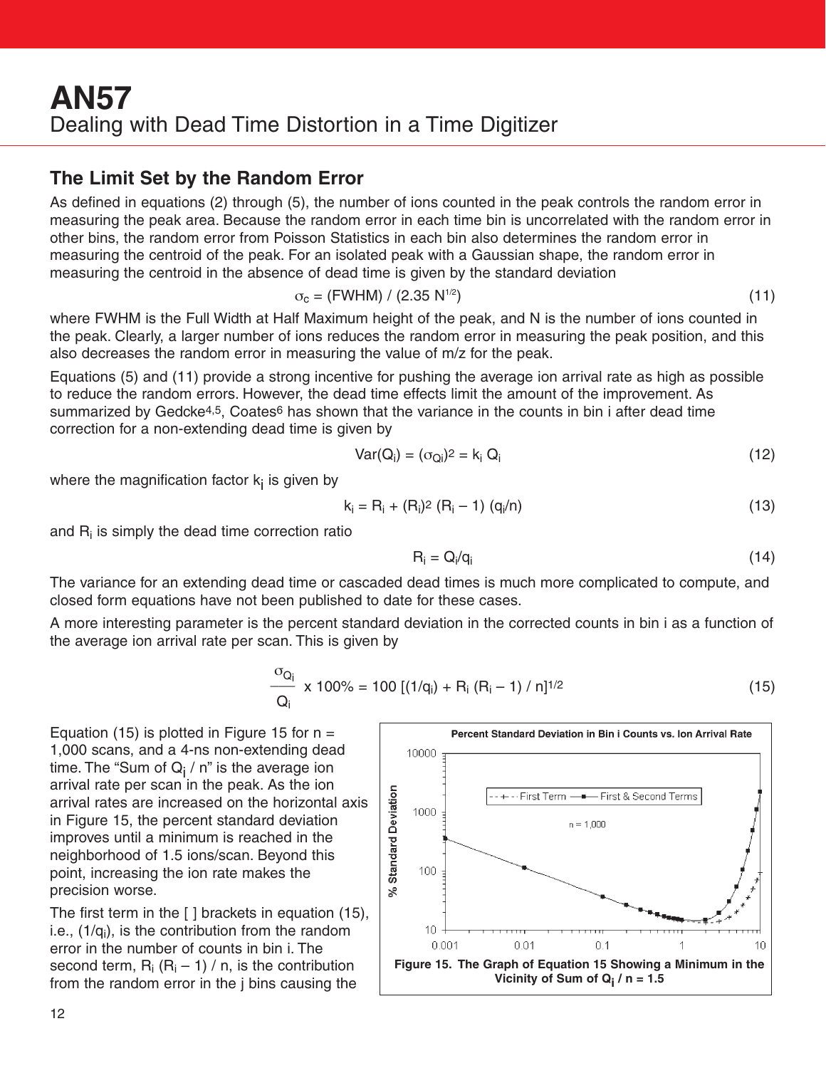## The Limit Set by the Random Error

As defined in equations (2) through (5), the number of ions counted in the peak controls the random error in measuring the peak area. Because the random error in each time bin is uncorrelated with the random error in other bins, the random error from Poisson Statistics in each bin also determines the random error in measuring the centroid of the peak. For an isolated peak with a Gaussian shape, the random error in measuring the centroid in the absence of dead time is given by the standard deviation

$$\sigma_c = (\text{FWHM}) / (2.35\ N^{1/2}) \tag{11}$$

where FWHM is the Full Width at Half Maximum height of the peak, and N is the number of ions counted in the peak. Clearly, a larger number of ions reduces the random error in measuring the peak position, and this also decreases the random error in measuring the value of m/z for the peak.

Equations (5) and (11) provide a strong incentive for pushing the average ion arrival rate as high as possible to reduce the random errors. However, the dead time effects limit the amount of the improvement. As summarized by Gedcke[4,5], Coates[6] has shown that the variance in the counts in bin i after dead time correction for a non-extending dead time is given by

$$\text{Var}(Q_i) = (\sigma_{Qi})^2 = k_i\ Q_i \tag{12}$$

where the magnification factor $k_i$ is given by

$$k_i = R_i + (R_i)^2\ (R_i - 1)\ (q_i/n) \tag{13}$$

and $R_i$ is simply the dead time correction ratio

$$R_i = Q_i/q_i \tag{14}$$

The variance for an extending dead time or cascaded dead times is much more complicated to compute, and closed form equations have not been published to date for these cases.

A more interesting parameter is the percent standard deviation in the corrected counts in bin i as a function of the average ion arrival rate per scan. This is given by

$$\frac{\sigma_{Q_i}}{Q_i} \times 100\% = 100\ [(1/q_i) + R_i\ (R_i - 1) / n]^{1/2} \tag{15}$$

Equation (15) is plotted in Figure 15 for n = 1,000 scans, and a 4-ns non-extending dead time. The "Sum of $Q_i$ / n" is the average ion arrival rate per scan in the peak. As the ion arrival rates are increased on the horizontal axis in Figure 15, the percent standard deviation improves until a minimum is reached in the neighborhood of 1.5 ions/scan. Beyond this point, increasing the ion rate makes the precision worse.

**Figure 15. The Graph of Equation 15 Showing a Minimum in the Vicinity of Sum of $Q_i$ / n = 1.5**

The first term in the [ ] brackets in equation (15), i.e., $(1/q_i)$, is the contribution from the random error in the number of counts in bin i. The second term, $R_i\ (R_i - 1) / n$, is the contribution from the random error in the j bins causing the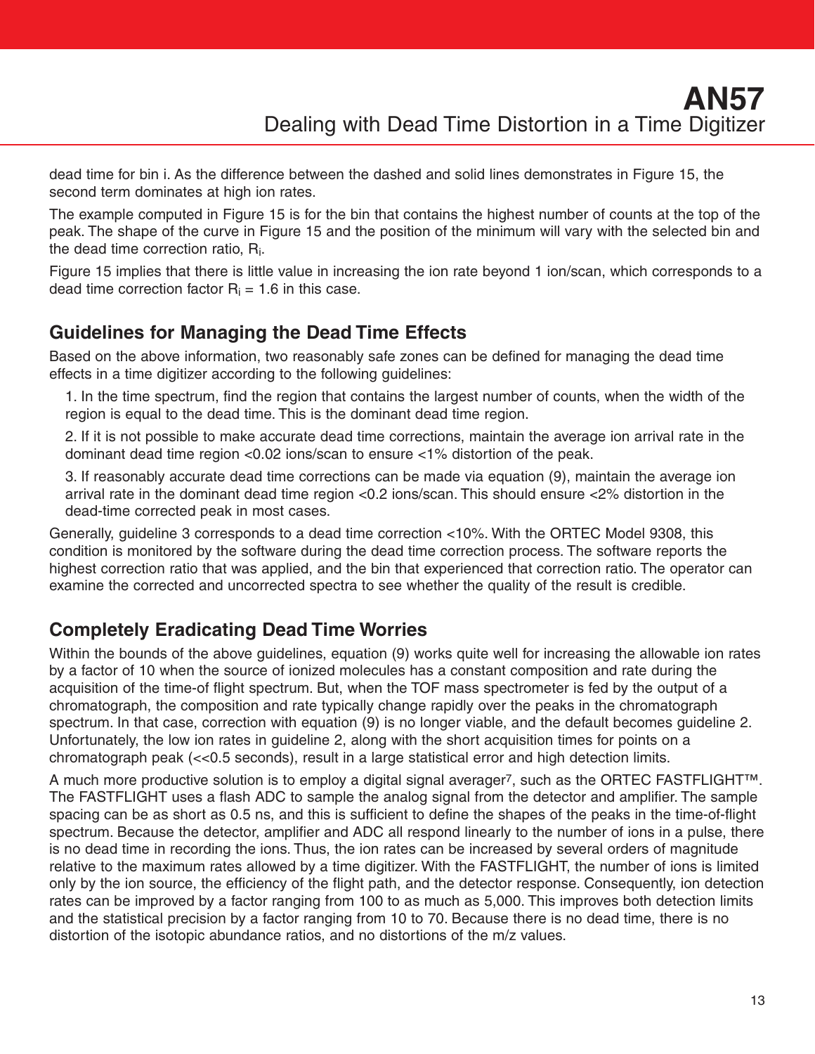dead time for bin i. As the difference between the dashed and solid lines demonstrates in Figure 15, the second term dominates at high ion rates.

The example computed in Figure 15 is for the bin that contains the highest number of counts at the top of the peak. The shape of the curve in Figure 15 and the position of the minimum will vary with the selected bin and the dead time correction ratio, $R_i$.

Figure 15 implies that there is little value in increasing the ion rate beyond 1 ion/scan, which corresponds to a dead time correction factor $R_i = 1.6$ in this case.

## Guidelines for Managing the Dead Time Effects

Based on the above information, two reasonably safe zones can be defined for managing the dead time effects in a time digitizer according to the following guidelines:

1. In the time spectrum, find the region that contains the largest number of counts, when the width of the region is equal to the dead time. This is the dominant dead time region.
2. If it is not possible to make accurate dead time corrections, maintain the average ion arrival rate in the dominant dead time region <0.02 ions/scan to ensure <1% distortion of the peak.
3. If reasonably accurate dead time corrections can be made via equation (9), maintain the average ion arrival rate in the dominant dead time region <0.2 ions/scan. This should ensure <2% distortion in the dead-time corrected peak in most cases.

Generally, guideline 3 corresponds to a dead time correction <10%. With the ORTEC Model 9308, this condition is monitored by the software during the dead time correction process. The software reports the highest correction ratio that was applied, and the bin that experienced that correction ratio. The operator can examine the corrected and uncorrected spectra to see whether the quality of the result is credible.

## Completely Eradicating Dead Time Worries

Within the bounds of the above guidelines, equation (9) works quite well for increasing the allowable ion rates by a factor of 10 when the source of ionized molecules has a constant composition and rate during the acquisition of the time-of flight spectrum. But, when the TOF mass spectrometer is fed by the output of a chromatograph, the composition and rate typically change rapidly over the peaks in the chromatograph spectrum. In that case, correction with equation (9) is no longer viable, and the default becomes guideline 2. Unfortunately, the low ion rates in guideline 2, along with the short acquisition times for points on a chromatograph peak (<<0.5 seconds), result in a large statistical error and high detection limits.

A much more productive solution is to employ a digital signal averager[7], such as the ORTEC FASTFLIGHT™. The FASTFLIGHT uses a flash ADC to sample the analog signal from the detector and amplifier. The sample spacing can be as short as 0.5 ns, and this is sufficient to define the shapes of the peaks in the time-of-flight spectrum. Because the detector, amplifier and ADC all respond linearly to the number of ions in a pulse, there is no dead time in recording the ions. Thus, the ion rates can be increased by several orders of magnitude relative to the maximum rates allowed by a time digitizer. With the FASTFLIGHT, the number of ions is limited only by the ion source, the efficiency of the flight path, and the detector response. Consequently, ion detection rates can be improved by a factor ranging from 100 to as much as 5,000. This improves both detection limits and the statistical precision by a factor ranging from 10 to 70. Because there is no dead time, there is no distortion of the isotopic abundance ratios, and no distortions of the m/z values.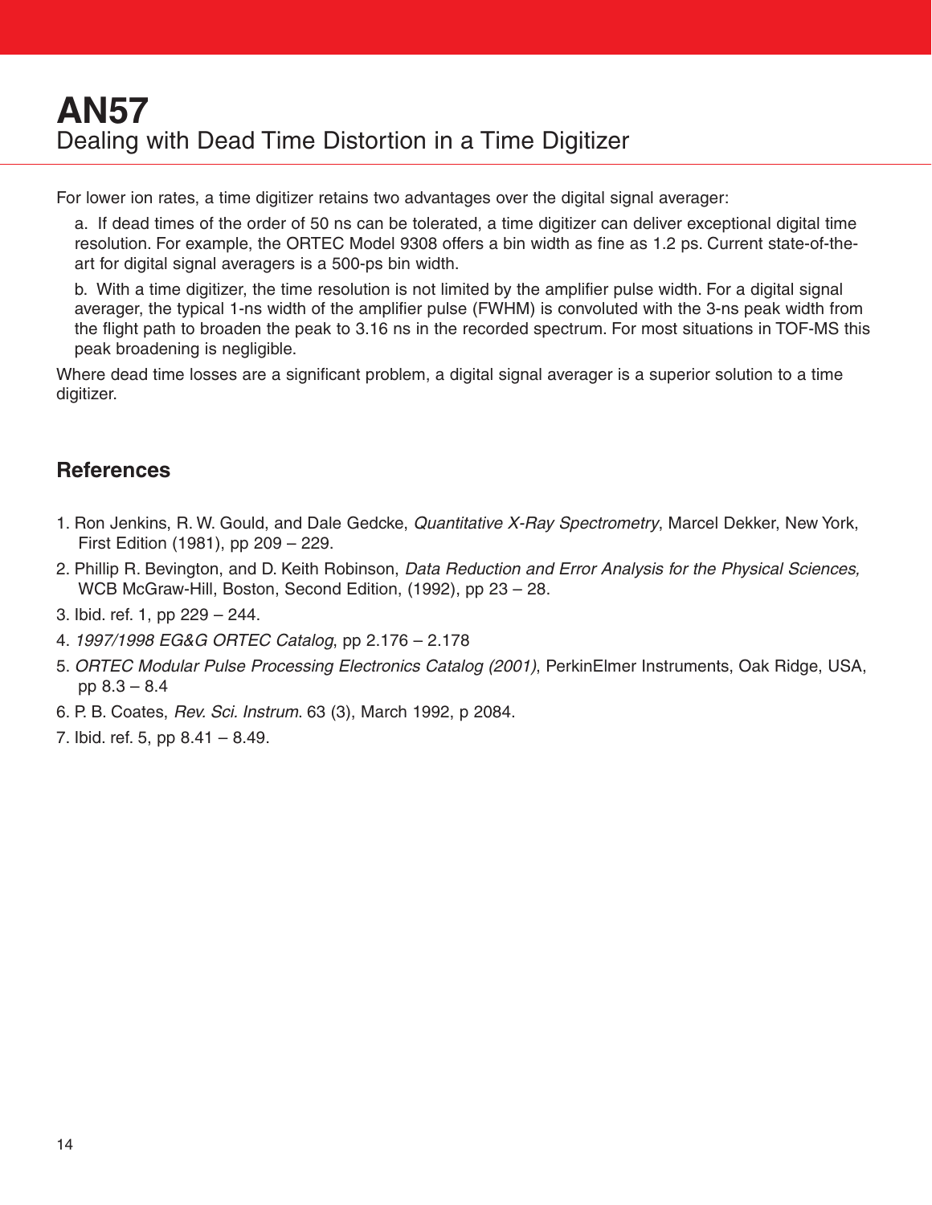# AN57
## Dealing with Dead Time Distortion in a Time Digitizer

For lower ion rates, a time digitizer retains two advantages over the digital signal averager:

a. If dead times of the order of 50 ns can be tolerated, a time digitizer can deliver exceptional digital time resolution. For example, the ORTEC Model 9308 offers a bin width as fine as 1.2 ps. Current state-of-the-art for digital signal averagers is a 500-ps bin width.

b. With a time digitizer, the time resolution is not limited by the amplifier pulse width. For a digital signal averager, the typical 1-ns width of the amplifier pulse (FWHM) is convoluted with the 3-ns peak width from the flight path to broaden the peak to 3.16 ns in the recorded spectrum. For most situations in TOF-MS this peak broadening is negligible.

Where dead time losses are a significant problem, a digital signal averager is a superior solution to a time digitizer.

### References

1. Ron Jenkins, R. W. Gould, and Dale Gedcke, *Quantitative X-Ray Spectrometry*, Marcel Dekker, New York, First Edition (1981), pp 209 – 229.
2. Phillip R. Bevington, and D. Keith Robinson, *Data Reduction and Error Analysis for the Physical Sciences,* WCB McGraw-Hill, Boston, Second Edition, (1992), pp 23 – 28.
3. Ibid. ref. 1, pp 229 – 244.
4. *1997/1998 EG&G ORTEC Catalog*, pp 2.176 – 2.178
5. *ORTEC Modular Pulse Processing Electronics Catalog (2001)*, PerkinElmer Instruments, Oak Ridge, USA, pp 8.3 – 8.4
6. P. B. Coates, *Rev. Sci. Instrum*. 63 (3), March 1992, p 2084.
7. Ibid. ref. 5, pp 8.41 – 8.49.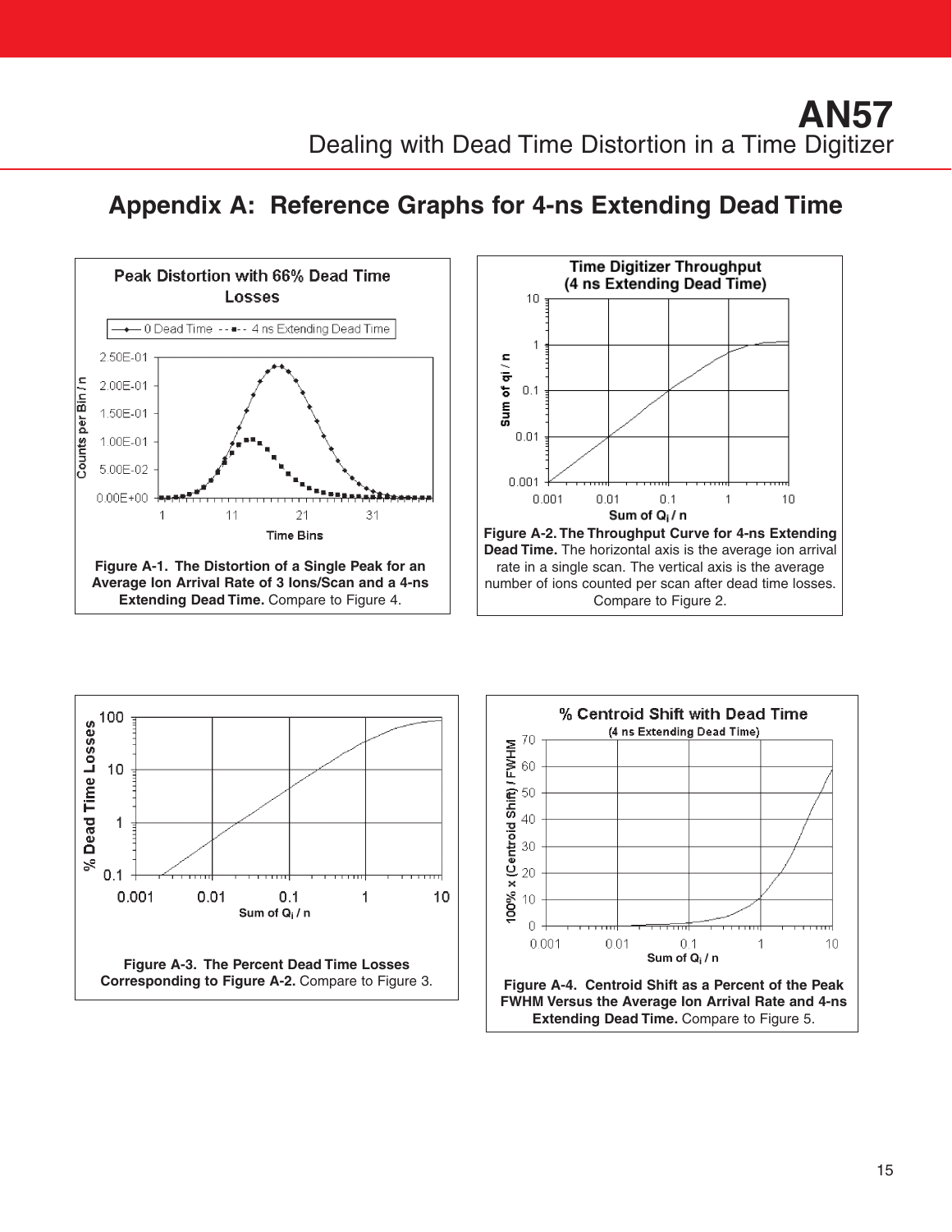## Appendix A: Reference Graphs for 4-ns Extending Dead Time

**Figure A-1. The Distortion of a Single Peak for an Average Ion Arrival Rate of 3 Ions/Scan and a 4-ns Extending Dead Time.** Compare to Figure 4.

**Figure A-2. The Throughput Curve for 4-ns Extending Dead Time.** The horizontal axis is the average ion arrival rate in a single scan. The vertical axis is the average number of ions counted per scan after dead time losses. Compare to Figure 2.

**Figure A-3. The Percent Dead Time Losses Corresponding to Figure A-2.** Compare to Figure 3.

**Figure A-4. Centroid Shift as a Percent of the Peak FWHM Versus the Average Ion Arrival Rate and 4-ns Extending Dead Time.** Compare to Figure 5.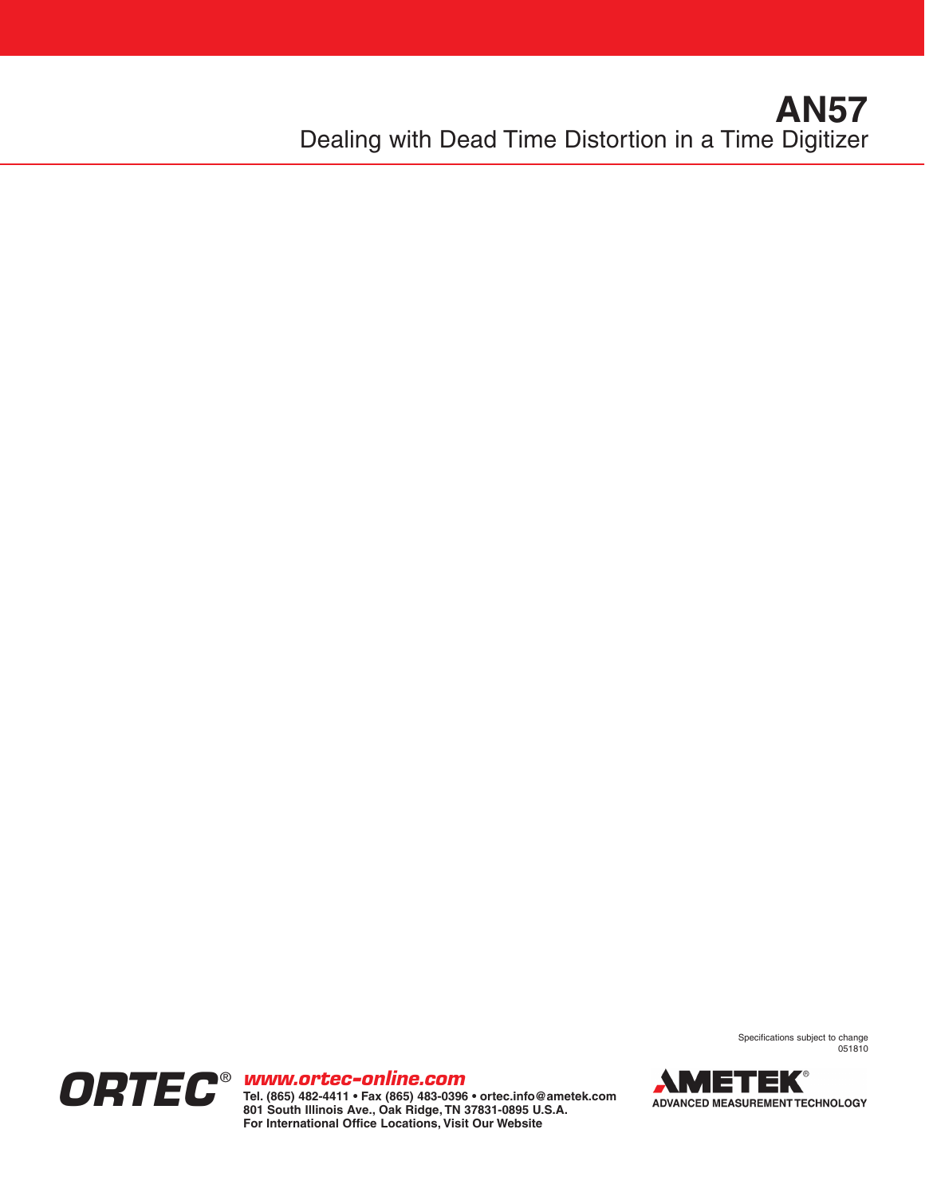# AN57

Dealing with Dead Time Distortion in a Time Digitizer

Specifications subject to change
051810

ORTEC®

www.ortec-online.com

**Tel. (865) 482-4411 • Fax (865) 483-0396 • ortec.info@ametek.com**
**801 South Illinois Ave., Oak Ridge, TN 37831-0895 U.S.A.**
**For International Office Locations, Visit Our Website**

AMETEK®
ADVANCED MEASUREMENT TECHNOLOGY